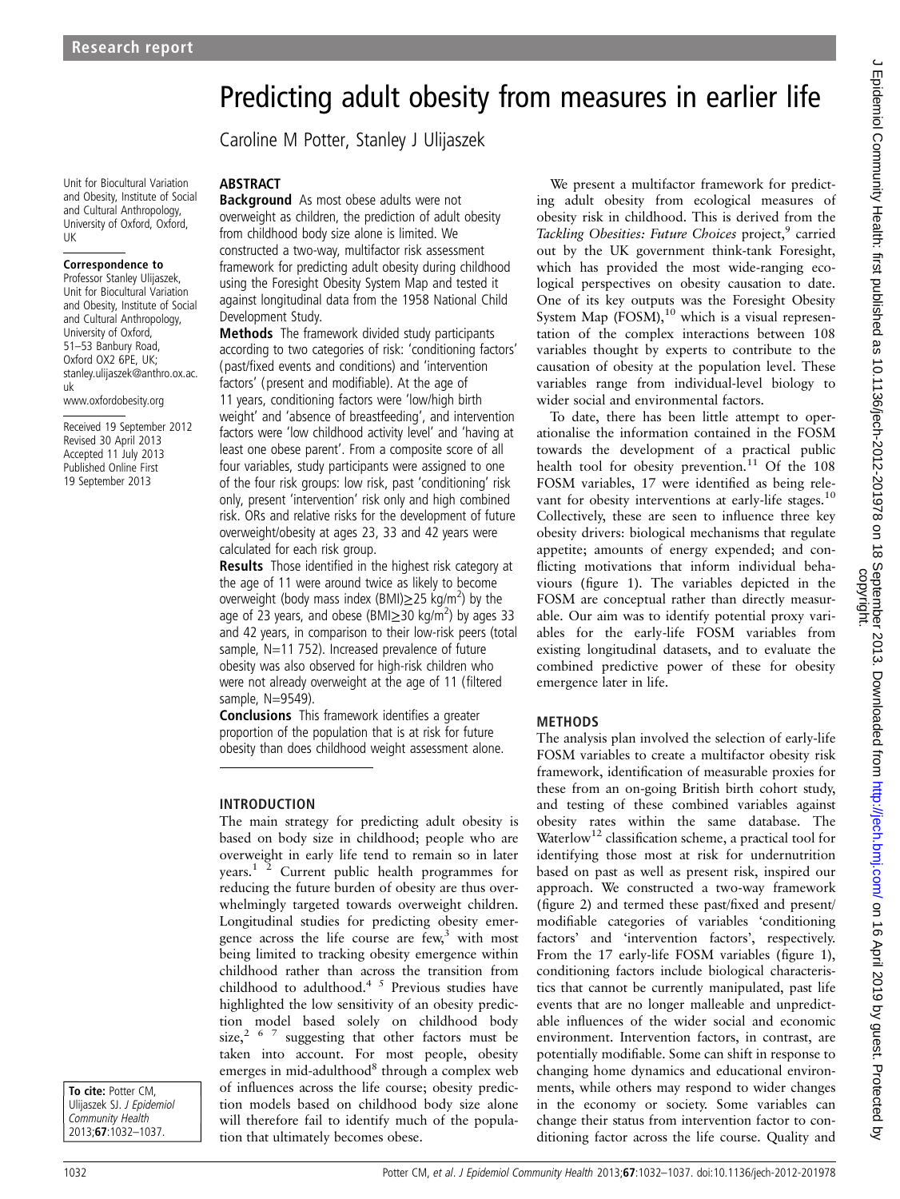# Predicting adult obesity from measures in earlier life

Caroline M Potter, Stanley J Ulijaszek

Unit for Biocultural Variation and Obesity, Institute of Social and Cultural Anthropology, University of Oxford, Oxford, UK

**Correspondence to**
Professor Stanley Ulijaszek, Unit for Biocultural Variation and Obesity, Institute of Social and Cultural Anthropology, University of Oxford, 51–53 Banbury Road, Oxford OX2 6PE, UK; stanley.ulijaszek@anthro.ox.ac.uk
www.oxfordobesity.org

Received 19 September 2012
Revised 30 April 2013
Accepted 11 July 2013
Published Online First
19 September 2013

**To cite:** Potter CM, Ulijaszek SJ. *J Epidemiol Community Health* 2013;**67**:1032–1037.

## ABSTRACT

**Background** As most obese adults were not overweight as children, the prediction of adult obesity from childhood body size alone is limited. We constructed a two-way, multifactor risk assessment framework for predicting adult obesity during childhood using the Foresight Obesity System Map and tested it against longitudinal data from the 1958 National Child Development Study.

**Methods** The framework divided study participants according to two categories of risk: 'conditioning factors' (past/fixed events and conditions) and 'intervention factors' (present and modifiable). At the age of 11 years, conditioning factors were 'low/high birth weight' and 'absence of breastfeeding', and intervention factors were 'low childhood activity level' and 'having at least one obese parent'. From a composite score of all four variables, study participants were assigned to one of the four risk groups: low risk, past 'conditioning' risk only, present 'intervention' risk only and high combined risk. ORs and relative risks for the development of future overweight/obesity at ages 23, 33 and 42 years were calculated for each risk group.

**Results** Those identified in the highest risk category at the age of 11 were around twice as likely to become overweight (body mass index (BMI)$\geq$25 kg/m$^2$) by the age of 23 years, and obese (BMI$\geq$30 kg/m$^2$) by ages 33 and 42 years, in comparison to their low-risk peers (total sample, N=11 752). Increased prevalence of future obesity was also observed for high-risk children who were not already overweight at the age of 11 (filtered sample, N=9549).

**Conclusions** This framework identifies a greater proportion of the population that is at risk for future obesity than does childhood weight assessment alone.

## INTRODUCTION

The main strategy for predicting adult obesity is based on body size in childhood; people who are overweight in early life tend to remain so in later years.[1 2] Current public health programmes for reducing the future burden of obesity are thus overwhelmingly targeted towards overweight children. Longitudinal studies for predicting obesity emergence across the life course are few,[3] with most being limited to tracking obesity emergence within childhood rather than across the transition from childhood to adulthood.[4 5] Previous studies have highlighted the low sensitivity of an obesity prediction model based solely on childhood body size,[2 6 7] suggesting that other factors must be taken into account. For most people, obesity emerges in mid-adulthood[8] through a complex web of influences across the life course; obesity prediction models based on childhood body size alone will therefore fail to identify much of the population that ultimately becomes obese.

We present a multifactor framework for predicting adult obesity from ecological measures of obesity risk in childhood. This is derived from the *Tackling Obesities: Future Choices* project,[9] carried out by the UK government think-tank Foresight, which has provided the most wide-ranging ecological perspectives on obesity causation to date. One of its key outputs was the Foresight Obesity System Map (FOSM),[10] which is a visual representation of the complex interactions between 108 variables thought by experts to contribute to the causation of obesity at the population level. These variables range from individual-level biology to wider social and environmental factors.

To date, there has been little attempt to operationalise the information contained in the FOSM towards the development of a practical public health tool for obesity prevention.[11] Of the 108 FOSM variables, 17 were identified as being relevant for obesity interventions at early-life stages.[10] Collectively, these are seen to influence three key obesity drivers: biological mechanisms that regulate appetite; amounts of energy expended; and conflicting motivations that inform individual behaviours (figure 1). The variables depicted in the FOSM are conceptual rather than directly measurable. Our aim was to identify potential proxy variables for the early-life FOSM variables from existing longitudinal datasets, and to evaluate the combined predictive power of these for obesity emergence later in life.

## METHODS

The analysis plan involved the selection of early-life FOSM variables to create a multifactor obesity risk framework, identification of measurable proxies for these from an on-going British birth cohort study, and testing of these combined variables against obesity rates within the same database. The Waterlow[12] classification scheme, a practical tool for identifying those most at risk for undernutrition based on past as well as present risk, inspired our approach. We constructed a two-way framework (figure 2) and termed these past/fixed and present/modifiable categories of variables 'conditioning factors' and 'intervention factors', respectively. From the 17 early-life FOSM variables (figure 1), conditioning factors include biological characteristics that cannot be currently manipulated, past life events that are no longer malleable and unpredictable influences of the wider social and economic environment. Intervention factors, in contrast, are potentially modifiable. Some can shift in response to changing home dynamics and educational environments, while others may respond to wider changes in the economy or society. Some variables can change their status from intervention factor to conditioning factor across the life course. Quality and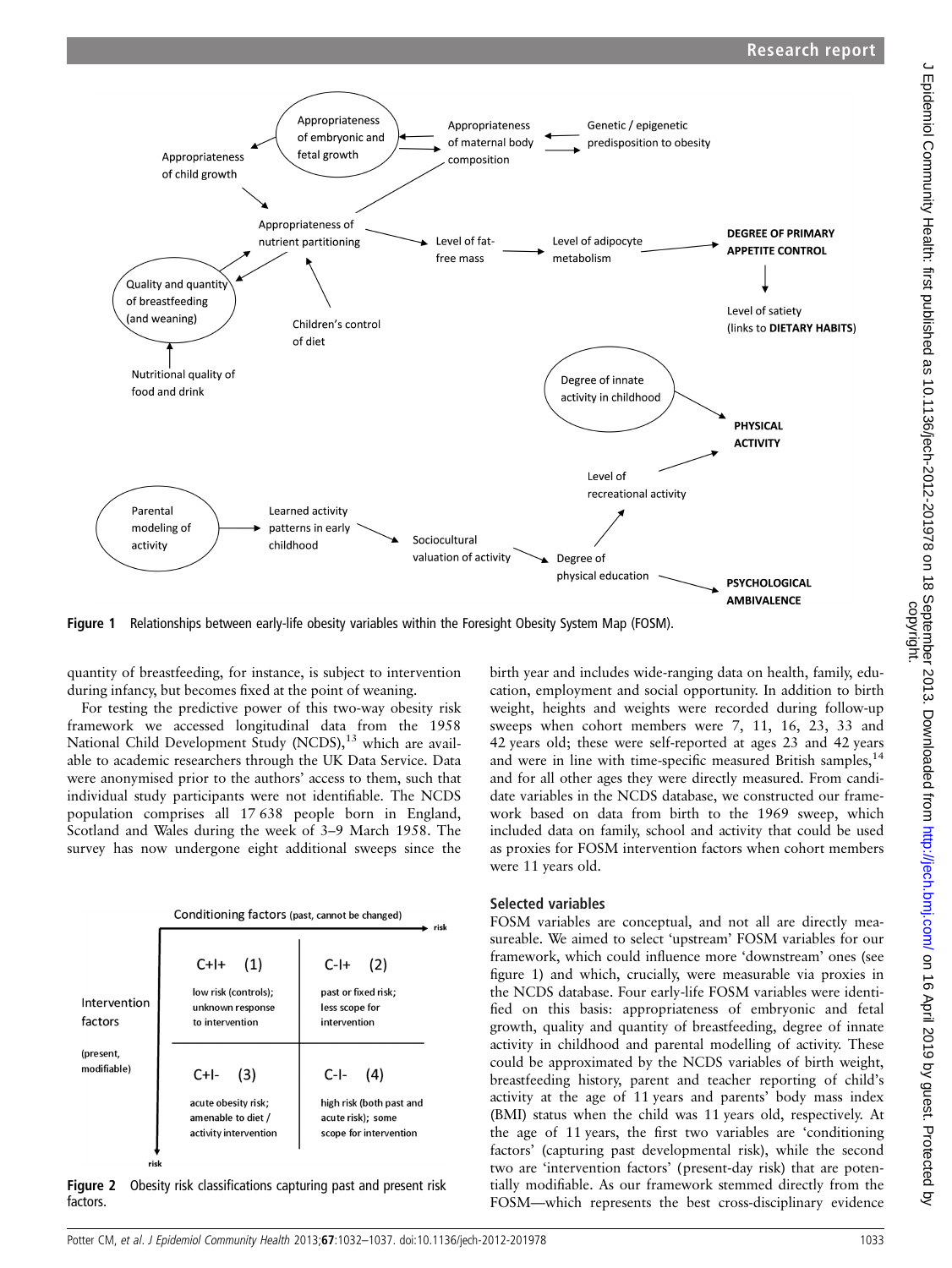Figure 1 Relationships between early-life obesity variables within the Foresight Obesity System Map (FOSM).

quantity of breastfeeding, for instance, is subject to intervention during infancy, but becomes fixed at the point of weaning.

For testing the predictive power of this two-way obesity risk framework we accessed longitudinal data from the 1958 National Child Development Study (NCDS),[13] which are available to academic researchers through the UK Data Service. Data were anonymised prior to the authors' access to them, such that individual study participants were not identifiable. The NCDS population comprises all 17 638 people born in England, Scotland and Wales during the week of 3–9 March 1958. The survey has now undergone eight additional sweeps since the birth year and includes wide-ranging data on health, family, education, employment and social opportunity. In addition to birth weight, heights and weights were recorded during follow-up sweeps when cohort members were 7, 11, 16, 23, 33 and 42 years old; these were self-reported at ages 23 and 42 years and were in line with time-specific measured British samples,[14] and for all other ages they were directly measured. From candidate variables in the NCDS database, we constructed our framework based on data from birth to the 1969 sweep, which included data on family, school and activity that could be used as proxies for FOSM intervention factors when cohort members were 11 years old.

Figure 2 Obesity risk classifications capturing past and present risk factors.

### Selected variables

FOSM variables are conceptual, and not all are directly measureable. We aimed to select 'upstream' FOSM variables for our framework, which could influence more 'downstream' ones (see figure 1) and which, crucially, were measurable via proxies in the NCDS database. Four early-life FOSM variables were identified on this basis: appropriateness of embryonic and fetal growth, quality and quantity of breastfeeding, degree of innate activity in childhood and parental modelling of activity. These could be approximated by the NCDS variables of birth weight, breastfeeding history, parent and teacher reporting of child's activity at the age of 11 years and parents' body mass index (BMI) status when the child was 11 years old, respectively. At the age of 11 years, the first two variables are 'conditioning factors' (capturing past developmental risk), while the second two are 'intervention factors' (present-day risk) that are potentially modifiable. As our framework stemmed directly from the FOSM—which represents the best cross-disciplinary evidence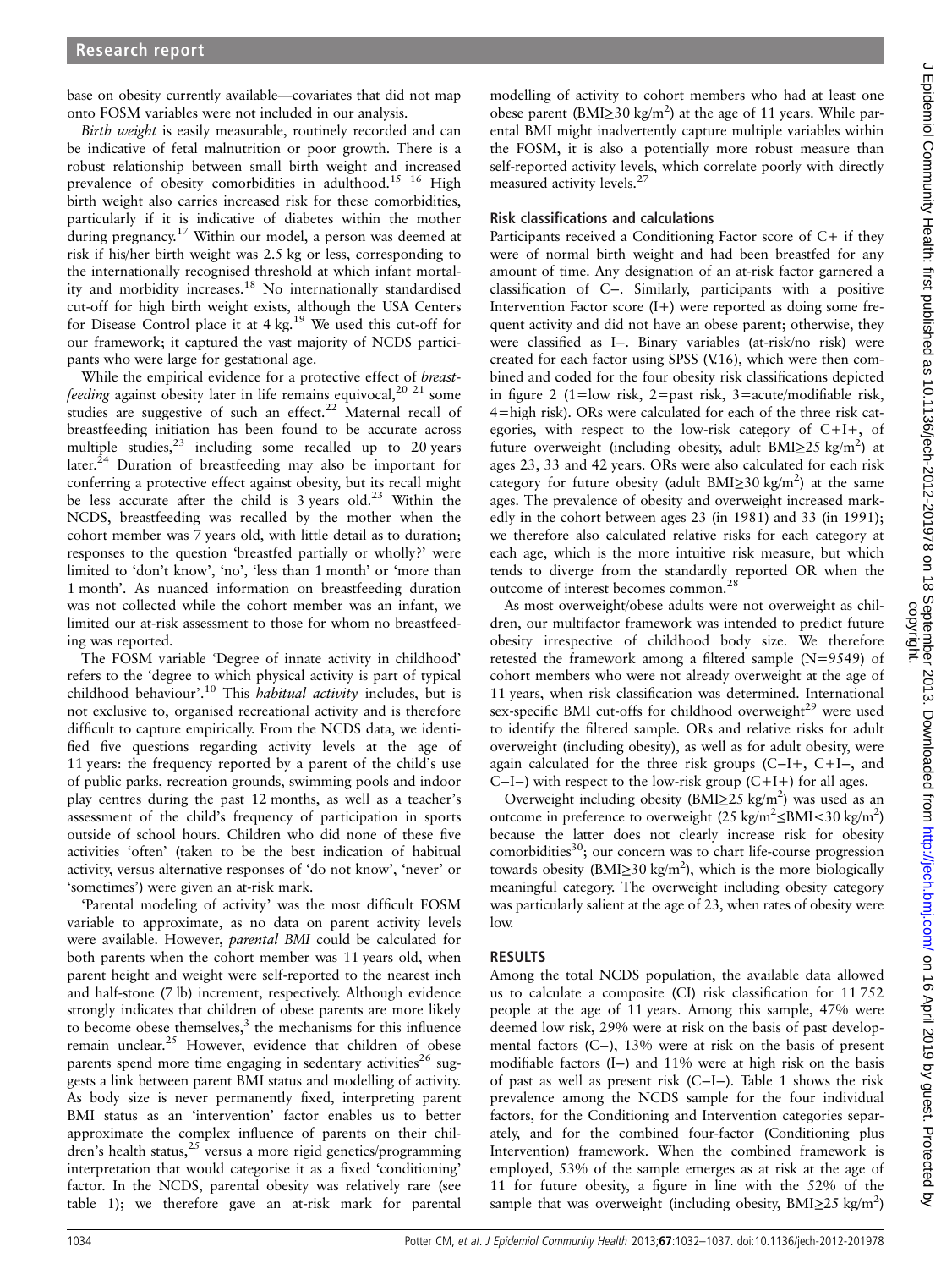base on obesity currently available—covariates that did not map onto FOSM variables were not included in our analysis.

*Birth weight* is easily measurable, routinely recorded and can be indicative of fetal malnutrition or poor growth. There is a robust relationship between small birth weight and increased prevalence of obesity comorbidities in adulthood.[15 16] High birth weight also carries increased risk for these comorbidities, particularly if it is indicative of diabetes within the mother during pregnancy.[17] Within our model, a person was deemed at risk if his/her birth weight was 2.5 kg or less, corresponding to the internationally recognised threshold at which infant mortality and morbidity increases.[18] No internationally standardised cut-off for high birth weight exists, although the USA Centers for Disease Control place it at 4 kg.[19] We used this cut-off for our framework; it captured the vast majority of NCDS participants who were large for gestational age.

While the empirical evidence for a protective effect of *breastfeeding* against obesity later in life remains equivocal,[20 21] some studies are suggestive of such an effect.[22] Maternal recall of breastfeeding initiation has been found to be accurate across multiple studies,[23] including some recalled up to 20 years later.[24] Duration of breastfeeding may also be important for conferring a protective effect against obesity, but its recall might be less accurate after the child is 3 years old.[23] Within the NCDS, breastfeeding was recalled by the mother when the cohort member was 7 years old, with little detail as to duration; responses to the question 'breastfed partially or wholly?' were limited to 'don't know', 'no', 'less than 1 month' or 'more than 1 month'. As nuanced information on breastfeeding duration was not collected while the cohort member was an infant, we limited our at-risk assessment to those for whom no breastfeeding was reported.

The FOSM variable 'Degree of innate activity in childhood' refers to the 'degree to which physical activity is part of typical childhood behaviour'.[10] This *habitual activity* includes, but is not exclusive to, organised recreational activity and is therefore difficult to capture empirically. From the NCDS data, we identified five questions regarding activity levels at the age of 11 years: the frequency reported by a parent of the child's use of public parks, recreation grounds, swimming pools and indoor play centres during the past 12 months, as well as a teacher's assessment of the child's frequency of participation in sports outside of school hours. Children who did none of these five activities 'often' (taken to be the best indication of habitual activity, versus alternative responses of 'do not know', 'never' or 'sometimes') were given an at-risk mark.

'Parental modeling of activity' was the most difficult FOSM variable to approximate, as no data on parent activity levels were available. However, *parental BMI* could be calculated for both parents when the cohort member was 11 years old, when parent height and weight were self-reported to the nearest inch and half-stone (7 lb) increment, respectively. Although evidence strongly indicates that children of obese parents are more likely to become obese themselves,[3] the mechanisms for this influence remain unclear.[25] However, evidence that children of obese parents spend more time engaging in sedentary activities[26] suggests a link between parent BMI status and modelling of activity. As body size is never permanently fixed, interpreting parent BMI status as an 'intervention' factor enables us to better approximate the complex influence of parents on their children's health status,[25] versus a more rigid genetics/programming interpretation that would categorise it as a fixed 'conditioning' factor. In the NCDS, parental obesity was relatively rare (see table 1); we therefore gave an at-risk mark for parental modelling of activity to cohort members who had at least one obese parent (BMI≥30 kg/m$^2$) at the age of 11 years. While parental BMI might inadvertently capture multiple variables within the FOSM, it is also a potentially more robust measure than self-reported activity levels, which correlate poorly with directly measured activity levels.[27]

### Risk classifications and calculations

Participants received a Conditioning Factor score of C+ if they were of normal birth weight and had been breastfed for any amount of time. Any designation of an at-risk factor garnered a classification of C−. Similarly, participants with a positive Intervention Factor score (I+) were reported as doing some frequent activity and did not have an obese parent; otherwise, they were classified as I−. Binary variables (at-risk/no risk) were created for each factor using SPSS (V.16), which were then combined and coded for the four obesity risk classifications depicted in figure 2 (1=low risk, 2=past risk, 3=acute/modifiable risk, 4=high risk). ORs were calculated for each of the three risk categories, with respect to the low-risk category of C+I+, of future overweight (including obesity, adult BMI≥25 kg/m$^2$) at ages 23, 33 and 42 years. ORs were also calculated for each risk category for future obesity (adult BMI≥30 kg/m$^2$) at the same ages. The prevalence of obesity and overweight increased markedly in the cohort between ages 23 (in 1981) and 33 (in 1991); we therefore also calculated relative risks for each category at each age, which is the more intuitive risk measure, but which tends to diverge from the standardly reported OR when the outcome of interest becomes common.[28]

As most overweight/obese adults were not overweight as children, our multifactor framework was intended to predict future obesity irrespective of childhood body size. We therefore retested the framework among a filtered sample (N=9549) of cohort members who were not already overweight at the age of 11 years, when risk classification was determined. International sex-specific BMI cut-offs for childhood overweight[29] were used to identify the filtered sample. ORs and relative risks for adult overweight (including obesity), as well as for adult obesity, were again calculated for the three risk groups (C−I+, C+I−, and C−I−) with respect to the low-risk group (C+I+) for all ages.

Overweight including obesity (BMI≥25 kg/m$^2$) was used as an outcome in preference to overweight (25 kg/m$^2$≤BMI<30 kg/m$^2$) because the latter does not clearly increase risk for obesity comorbidities[30]; our concern was to chart life-course progression towards obesity (BMI≥30 kg/m$^2$), which is the more biologically meaningful category. The overweight including obesity category was particularly salient at the age of 23, when rates of obesity were low.

## RESULTS

Among the total NCDS population, the available data allowed us to calculate a composite (CI) risk classification for 11 752 people at the age of 11 years. Among this sample, 47% were deemed low risk, 29% were at risk on the basis of past developmental factors (C−), 13% were at risk on the basis of present modifiable factors (I−) and 11% were at high risk on the basis of past as well as present risk (C−I−). Table 1 shows the risk prevalence among the NCDS sample for the four individual factors, for the Conditioning and Intervention categories separately, and for the combined four-factor (Conditioning plus Intervention) framework. When the combined framework is employed, 53% of the sample emerges as at risk at the age of 11 for future obesity, a figure in line with the 52% of the sample that was overweight (including obesity, BMI≥25 kg/m$^2$)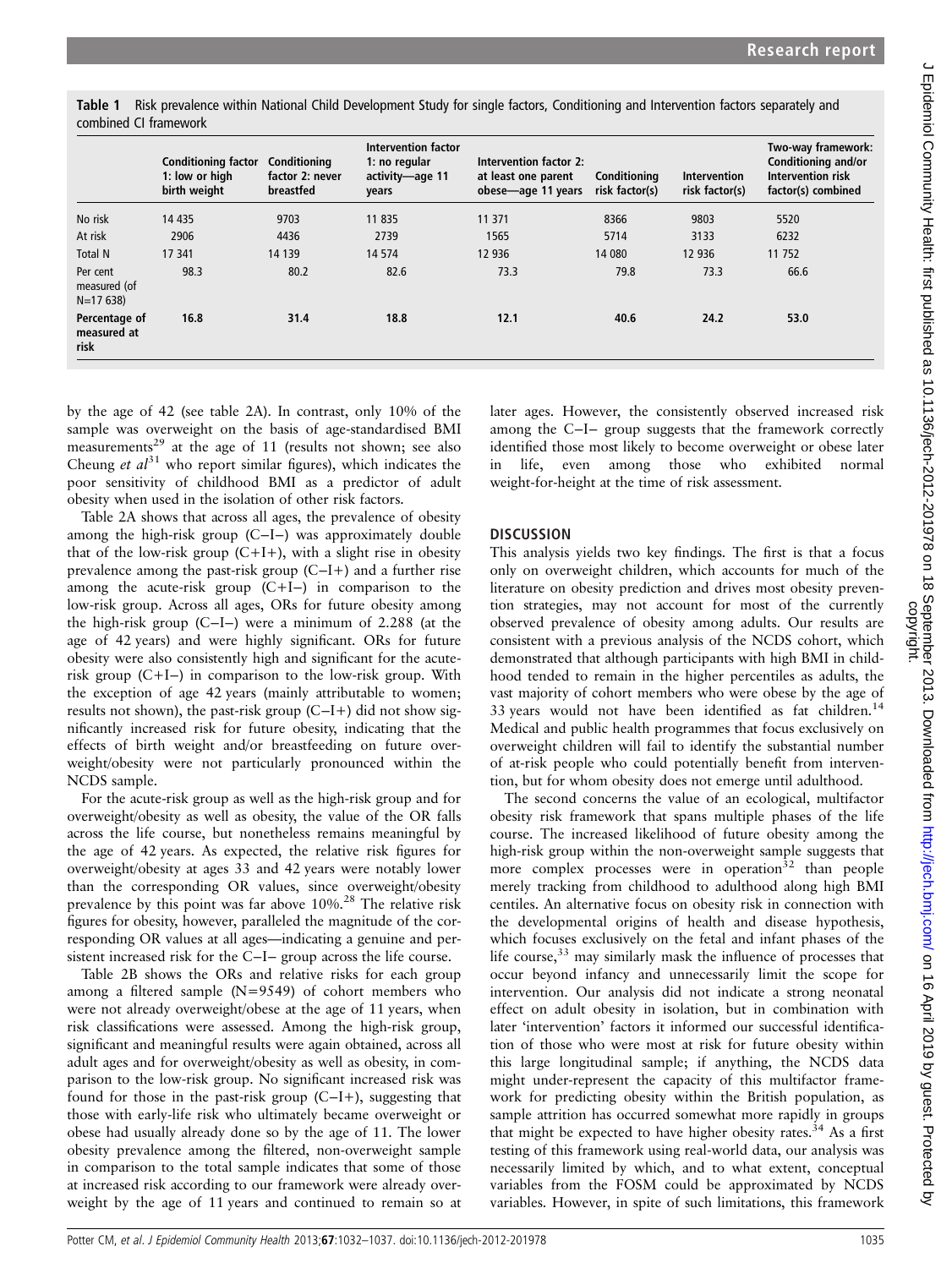**Table 1** Risk prevalence within National Child Development Study for single factors, Conditioning and Intervention factors separately and combined CI framework

| | Conditioning factor 1: low or high birth weight | Conditioning factor 2: never breastfed | Intervention factor 1: no regular activity—age 11 years | Intervention factor 2: at least one parent obese—age 11 years | Conditioning risk factor(s) | Intervention risk factor(s) | Two-way framework: Conditioning and/or Intervention risk factor(s) combined |
|---|---|---|---|---|---|---|---|
| No risk | 14 435 | 9703 | 11 835 | 11 371 | 8366 | 9803 | 5520 |
| At risk | 2906 | 4436 | 2739 | 1565 | 5714 | 3133 | 6232 |
| Total N | 17 341 | 14 139 | 14 574 | 12 936 | 14 080 | 12 936 | 11 752 |
| Per cent measured (of N=17 638) | 98.3 | 80.2 | 82.6 | 73.3 | 79.8 | 73.3 | 66.6 |
| **Percentage of measured at risk** | **16.8** | **31.4** | **18.8** | **12.1** | **40.6** | **24.2** | **53.0** |

by the age of 42 (see table 2A). In contrast, only 10% of the sample was overweight on the basis of age-standardised BMI measurements[29] at the age of 11 (results not shown; see also Cheung *et al*[31] who report similar figures), which indicates the poor sensitivity of childhood BMI as a predictor of adult obesity when used in the isolation of other risk factors.

Table 2A shows that across all ages, the prevalence of obesity among the high-risk group (C−I−) was approximately double that of the low-risk group (C+I+), with a slight rise in obesity prevalence among the past-risk group (C−I+) and a further rise among the acute-risk group (C+I−) in comparison to the low-risk group. Across all ages, ORs for future obesity among the high-risk group (C−I−) were a minimum of 2.288 (at the age of 42 years) and were highly significant. ORs for future obesity were also consistently high and significant for the acute-risk group (C+I−) in comparison to the low-risk group. With the exception of age 42 years (mainly attributable to women; results not shown), the past-risk group (C−I+) did not show significantly increased risk for future obesity, indicating that the effects of birth weight and/or breastfeeding on future overweight/obesity were not particularly pronounced within the NCDS sample.

For the acute-risk group as well as the high-risk group and for overweight/obesity as well as obesity, the value of the OR falls across the life course, but nonetheless remains meaningful by the age of 42 years. As expected, the relative risk figures for overweight/obesity at ages 33 and 42 years were notably lower than the corresponding OR values, since overweight/obesity prevalence by this point was far above 10%.[28] The relative risk figures for obesity, however, paralleled the magnitude of the corresponding OR values at all ages—indicating a genuine and persistent increased risk for the C−I− group across the life course.

Table 2B shows the ORs and relative risks for each group among a filtered sample (N=9549) of cohort members who were not already overweight/obese at the age of 11 years, when risk classifications were assessed. Among the high-risk group, significant and meaningful results were again obtained, across all adult ages and for overweight/obesity as well as obesity, in comparison to the low-risk group. No significant increased risk was found for those in the past-risk group (C−I+), suggesting that those with early-life risk who ultimately became overweight or obese had usually already done so by the age of 11. The lower obesity prevalence among the filtered, non-overweight sample in comparison to the total sample indicates that some of those at increased risk according to our framework were already overweight by the age of 11 years and continued to remain so at later ages. However, the consistently observed increased risk among the C−I− group suggests that the framework correctly identified those most likely to become overweight or obese later in life, even among those who exhibited normal weight-for-height at the time of risk assessment.

## DISCUSSION

This analysis yields two key findings. The first is that a focus only on overweight children, which accounts for much of the literature on obesity prediction and drives most obesity prevention strategies, may not account for most of the currently observed prevalence of obesity among adults. Our results are consistent with a previous analysis of the NCDS cohort, which demonstrated that although participants with high BMI in childhood tended to remain in the higher percentiles as adults, the vast majority of cohort members who were obese by the age of 33 years would not have been identified as fat children.[14] Medical and public health programmes that focus exclusively on overweight children will fail to identify the substantial number of at-risk people who could potentially benefit from intervention, but for whom obesity does not emerge until adulthood.

The second concerns the value of an ecological, multifactor obesity risk framework that spans multiple phases of the life course. The increased likelihood of future obesity among the high-risk group within the non-overweight sample suggests that more complex processes were in operation[32] than people merely tracking from childhood to adulthood along high BMI centiles. An alternative focus on obesity risk in connection with the developmental origins of health and disease hypothesis, which focuses exclusively on the fetal and infant phases of the life course,[33] may similarly mask the influence of processes that occur beyond infancy and unnecessarily limit the scope for intervention. Our analysis did not indicate a strong neonatal effect on adult obesity in isolation, but in combination with later 'intervention' factors it informed our successful identification of those who were most at risk for future obesity within this large longitudinal sample; if anything, the NCDS data might under-represent the capacity of this multifactor framework for predicting obesity within the British population, as sample attrition has occurred somewhat more rapidly in groups that might be expected to have higher obesity rates.[34] As a first testing of this framework using real-world data, our analysis was necessarily limited by which, and to what extent, conceptual variables from the FOSM could be approximated by NCDS variables. However, in spite of such limitations, this framework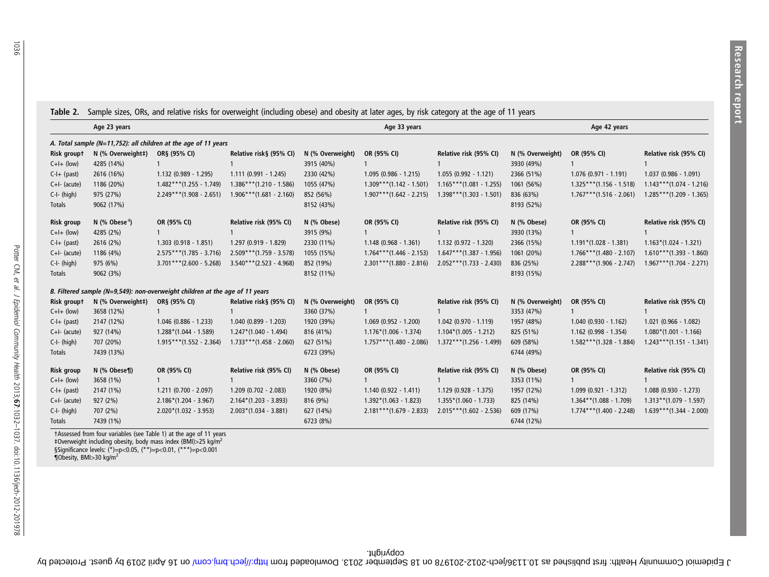**Table 2.** Sample sizes, ORs, and relative risks for overweight (including obese) and obesity at later ages, by risk category at the age of 11 years

| | Age 23 years | | | Age 33 years | | | Age 42 years | | |
|---|---|---|---|---|---|---|---|---|---|
| ***A. Total sample (N=11,752): all children at the age of 11 years*** | | | | | | | | | |
| **Risk group†** | **N (% Overweight‡)** | **OR§ (95% CI)** | **Relative risk§ (95% CI)** | **N (% Overweight)** | **OR (95% CI)** | **Relative risk (95% CI)** | **N (% Overweight)** | **OR (95% CI)** | **Relative risk (95% CI)** |
| C+I+ (low) | 4285 (14%) | 1 | 1 | 3915 (40%) | 1 | 1 | 3930 (49%) | 1 | 1 |
| C-I+ (past) | 2616 (16%) | 1.132 (0.989 - 1.295) | 1.111 (0.991 - 1.245) | 2330 (42%) | 1.095 (0.986 - 1.215) | 1.055 (0.992 - 1.121) | 2366 (51%) | 1.076 (0.971 - 1.191) | 1.037 (0.986 - 1.091) |
| C+I- (acute) | 1186 (20%) | 1.482***(1.255 - 1.749) | 1.386***(1.210 - 1.586) | 1055 (47%) | 1.309***(1.142 - 1.501) | 1.165***(1.081 - 1.255) | 1061 (56%) | 1.325***(1.156 - 1.518) | 1.143***(1.074 - 1.216) |
| C-I- (high) | 975 (27%) | 2.249***(1.908 - 2.651) | 1.906***(1.681 - 2.160) | 852 (56%) | 1.907***(1.642 - 2.215) | 1.398***(1.303 - 1.501) | 836 (63%) | 1.767***(1.516 - 2.061) | 1.285***(1.209 - 1.365) |
| Totals | 9062 (17%) | | | 8152 (43%) | | | 8193 (52%) | | |
| **Risk group** | **N (% Obese¶)** | **OR (95% CI)** | **Relative risk (95% CI)** | **N (% Obese)** | **OR (95% CI)** | **Relative risk (95% CI)** | **N (% Obese)** | **OR (95% CI)** | **Relative risk (95% CI)** |
| C+I+ (low) | 4285 (2%) | 1 | 1 | 3915 (9%) | 1 | 1 | 3930 (13%) | 1 | 1 |
| C-I+ (past) | 2616 (2%) | 1.303 (0.918 - 1.851) | 1.297 (0.919 - 1.829) | 2330 (11%) | 1.148 (0.968 - 1.361) | 1.132 (0.972 - 1.320) | 2366 (15%) | 1.191*(1.028 - 1.381) | 1.163*(1.024 - 1.321) |
| C+I- (acute) | 1186 (4%) | 2.575***(1.785 - 3.716) | 2.509***(1.759 - 3.578) | 1055 (15%) | 1.764***(1.446 - 2.153) | 1.647***(1.387 - 1.956) | 1061 (20%) | 1.766***(1.480 - 2.107) | 1.610***(1.393 - 1.860) |
| C-I- (high) | 975 (6%) | 3.701***(2.600 - 5.268) | 3.540***(2.523 - 4.968) | 852 (19%) | 2.301***(1.880 - 2.816) | 2.052***(1.733 - 2.430) | 836 (25%) | 2.288***(1.906 - 2.747) | 1.967***(1.704 - 2.271) |
| Totals | 9062 (3%) | | | 8152 (11%) | | | 8193 (15%) | | |
| ***B. Filtered sample (N=9,549): non-overweight children at the age of 11 years*** | | | | | | | | | |
| **Risk group†** | **N (% Overweight‡)** | **OR§ (95% CI)** | **Relative risk§ (95% CI)** | **N (% Overweight)** | **OR (95% CI)** | **Relative risk (95% CI)** | **N (% Overweight)** | **OR (95% CI)** | **Relative risk (95% CI)** |
| C+I+ (low) | 3658 (12%) | 1 | 1 | 3360 (37%) | 1 | 1 | 3353 (47%) | 1 | 1 |
| C-I+ (past) | 2147 (12%) | 1.046 (0.886 - 1.233) | 1.040 (0.899 - 1.203) | 1920 (39%) | 1.069 (0.952 - 1.200) | 1.042 (0.970 - 1.119) | 1957 (48%) | 1.040 (0.930 - 1.162) | 1.021 (0.966 - 1.082) |
| C+I- (acute) | 927 (14%) | 1.288*(1.044 - 1.589) | 1.247*(1.040 - 1.494) | 816 (41%) | 1.176*(1.006 - 1.374) | 1.104*(1.005 - 1.212) | 825 (51%) | 1.162 (0.998 - 1.354) | 1.080*(1.001 - 1.166) |
| C-I- (high) | 707 (20%) | 1.915***(1.552 - 2.364) | 1.733***(1.458 - 2.060) | 627 (51%) | 1.757***(1.480 - 2.086) | 1.372***(1.256 - 1.499) | 609 (58%) | 1.582***(1.328 - 1.884) | 1.243***(1.151 - 1.341) |
| Totals | 7439 (13%) | | | 6723 (39%) | | | 6744 (49%) | | |
| **Risk group** | **N (% Obese¶)** | **OR (95% CI)** | **Relative risk (95% CI)** | **N (% Obese)** | **OR (95% CI)** | **Relative risk (95% CI)** | **N (% Obese)** | **OR (95% CI)** | **Relative risk (95% CI)** |
| C+I+ (low) | 3658 (1%) | 1 | 1 | 3360 (7%) | 1 | 1 | 3353 (11%) | 1 | 1 |
| C-I+ (past) | 2147 (1%) | 1.211 (0.700 - 2.097) | 1.209 (0.702 - 2.083) | 1920 (8%) | 1.140 (0.922 - 1.411) | 1.129 (0.928 - 1.375) | 1957 (12%) | 1.099 (0.921 - 1.312) | 1.088 (0.930 - 1.273) |
| C+I- (acute) | 927 (2%) | 2.186*(1.204 - 3.967) | 2.164*(1.203 - 3.893) | 816 (9%) | 1.392*(1.063 - 1.823) | 1.355*(1.060 - 1.733) | 825 (14%) | 1.364**(1.088 - 1.709) | 1.313**(1.079 - 1.597) |
| C-I- (high) | 707 (2%) | 2.020*(1.032 - 3.953) | 2.003*(1.034 - 3.881) | 627 (14%) | 2.181***(1.679 - 2.833) | 2.015***(1.602 - 2.536) | 609 (17%) | 1.774***(1.400 - 2.248) | 1.639***(1.344 - 2.000) |
| Totals | 7439 (1%) | | | 6723 (8%) | | | 6744 (12%) | | |

†Assessed from four variables (see Table 1) at the age of 11 years
‡Overweight including obesity, body mass index (BMI)>25 kg/m$^2$
§Significance levels: (*)=p<0.05, (**)=p<0.01, (***)=p<0.001
¶Obesity, BMI>30 kg/m$^2$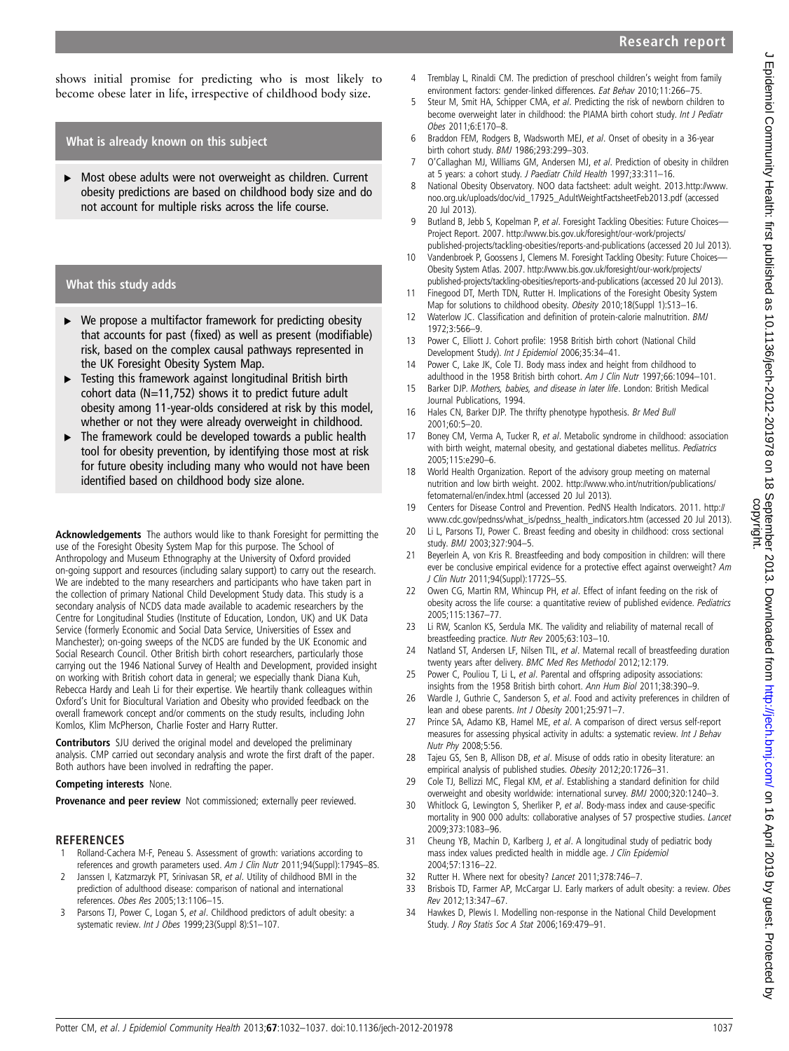shows initial promise for predicting who is most likely to become obese later in life, irrespective of childhood body size.

### What is already known on this subject

- Most obese adults were not overweight as children. Current obesity predictions are based on childhood body size and do not account for multiple risks across the life course.

### What this study adds

- We propose a multifactor framework for predicting obesity that accounts for past (fixed) as well as present (modifiable) risk, based on the complex causal pathways represented in the UK Foresight Obesity System Map.
- Testing this framework against longitudinal British birth cohort data (N=11,752) shows it to predict future adult obesity among 11-year-olds considered at risk by this model, whether or not they were already overweight in childhood.
- The framework could be developed towards a public health tool for obesity prevention, by identifying those most at risk for future obesity including many who would not have been identified based on childhood body size alone.

**Acknowledgements** The authors would like to thank Foresight for permitting the use of the Foresight Obesity System Map for this purpose. The School of Anthropology and Museum Ethnography at the University of Oxford provided on-going support and resources (including salary support) to carry out the research. We are indebted to the many researchers and participants who have taken part in the collection of primary National Child Development Study data. This study is a secondary analysis of NCDS data made available to academic researchers by the Centre for Longitudinal Studies (Institute of Education, London, UK) and UK Data Service (formerly Economic and Social Data Service, Universities of Essex and Manchester); on-going sweeps of the NCDS are funded by the UK Economic and Social Research Council. Other British birth cohort researchers, particularly those carrying out the 1946 National Survey of Health and Development, provided insight on working with British cohort data in general; we especially thank Diana Kuh, Rebecca Hardy and Leah Li for their expertise. We heartily thank colleagues within Oxford's Unit for Biocultural Variation and Obesity who provided feedback on the overall framework concept and/or comments on the study results, including John Komlos, Klim McPherson, Charlie Foster and Harry Rutter.

**Contributors** SJU derived the original model and developed the preliminary analysis. CMP carried out secondary analysis and wrote the first draft of the paper. Both authors have been involved in redrafting the paper.

**Competing interests** None.

**Provenance and peer review** Not commissioned; externally peer reviewed.

## REFERENCES

1. Rolland-Cachera M-F, Peneau S. Assessment of growth: variations according to references and growth parameters used. *Am J Clin Nutr* 2011;94(Suppl):1794S–8S.
2. Janssen I, Katzmarzyk PT, Srinivasan SR, *et al*. Utility of childhood BMI in the prediction of adulthood disease: comparison of national and international references. *Obes Res* 2005;13:1106–15.
3. Parsons TJ, Power C, Logan S, *et al*. Childhood predictors of adult obesity: a systematic review. *Int J Obes* 1999;23(Suppl 8):S1–107.
4. Tremblay L, Rinaldi CM. The prediction of preschool children's weight from family environment factors: gender-linked differences. *Eat Behav* 2010;11:266–75.
5. Steur M, Smit HA, Schipper CMA, *et al*. Predicting the risk of newborn children to become overweight later in childhood: the PIAMA birth cohort study. *Int J Pediatr Obes* 2011;6:E170–8.
6. Braddon FEM, Rodgers B, Wadsworth MEJ, *et al*. Onset of obesity in a 36-year birth cohort study. *BMJ* 1986;293:299–303.
7. O'Callaghan MJ, Williams GM, Andersen MJ, *et al*. Prediction of obesity in children at 5 years: a cohort study. *J Paediatr Child Health* 1997;33:311–16.
8. National Obesity Observatory. NOO data factsheet: adult weight. 2013.http://www.noo.org.uk/uploads/doc/vid_17925_AdultWeightFactsheetFeb2013.pdf (accessed 20 Jul 2013).
9. Butland B, Jebb S, Kopelman P, *et al*. Foresight Tackling Obesities: Future Choices—Project Report. 2007. http://www.bis.gov.uk/foresight/our-work/projects/published-projects/tackling-obesities/reports-and-publications (accessed 20 Jul 2013).
10. Vandenbroek P, Goossens J, Clemens M. Foresight Tackling Obesity: Future Choices—Obesity System Atlas. 2007. http://www.bis.gov.uk/foresight/our-work/projects/published-projects/tackling-obesities/reports-and-publications (accessed 20 Jul 2013).
11. Finegood DT, Merth TDN, Rutter H. Implications of the Foresight Obesity System Map for solutions to childhood obesity. *Obesity* 2010;18(Suppl 1):S13–16.
12. Waterlow JC. Classification and definition of protein-calorie malnutrition. *BMJ* 1972;3:566–9.
13. Power C, Elliott J. Cohort profile: 1958 British birth cohort (National Child Development Study). *Int J Epidemiol* 2006;35:34–41.
14. Power C, Lake JK, Cole TJ. Body mass index and height from childhood to adulthood in the 1958 British birth cohort. *Am J Clin Nutr* 1997;66:1094–101.
15. Barker DJP. *Mothers, babies, and disease in later life*. London: British Medical Journal Publications, 1994.
16. Hales CN, Barker DJP. The thrifty phenotype hypothesis. *Br Med Bull* 2001;60:5–20.
17. Boney CM, Verma A, Tucker R, *et al*. Metabolic syndrome in childhood: association with birth weight, maternal obesity, and gestational diabetes mellitus. *Pediatrics* 2005;115:e290–6.
18. World Health Organization. Report of the advisory group meeting on maternal nutrition and low birth weight. 2002. http://www.who.int/nutrition/publications/fetomaternal/en/index.html (accessed 20 Jul 2013).
19. Centers for Disease Control and Prevention. PedNS Health Indicators. 2011. http://www.cdc.gov/pednss/what_is/pednss_health_indicators.htm (accessed 20 Jul 2013).
20. Li L, Parsons TJ, Power C. Breast feeding and obesity in childhood: cross sectional study. *BMJ* 2003;327:904–5.
21. Beyerlein A, von Kris R. Breastfeeding and body composition in children: will there ever be conclusive empirical evidence for a protective effect against overweight? *Am J Clin Nutr* 2011;94(Suppl):1772S–5S.
22. Owen CG, Martin RM, Whincup PH, *et al*. Effect of infant feeding on the risk of obesity across the life course: a quantitative review of published evidence. *Pediatrics* 2005;115:1367–77.
23. Li RW, Scanlon KS, Serdula MK. The validity and reliability of maternal recall of breastfeeding practice. *Nutr Rev* 2005;63:103–10.
24. Natland ST, Andersen LF, Nilsen TIL, *et al*. Maternal recall of breastfeeding duration twenty years after delivery. *BMC Med Res Methodol* 2012;12:179.
25. Power C, Pouliou T, Li L, *et al*. Parental and offspring adiposity associations: insights from the 1958 British birth cohort. *Ann Hum Biol* 2011;38:390–9.
26. Wardle J, Guthrie C, Sanderson S, *et al*. Food and activity preferences in children of lean and obese parents. *Int J Obesity* 2001;25:971–7.
27. Prince SA, Adamo KB, Hamel ME, *et al*. A comparison of direct versus self-report measures for assessing physical activity in adults: a systematic review. *Int J Behav Nutr Phy* 2008;5:56.
28. Tajeu GS, Sen B, Allison DB, *et al*. Misuse of odds ratio in obesity literature: an empirical analysis of published studies. *Obesity* 2012;20:1726–31.
29. Cole TJ, Bellizzi MC, Flegal KM, *et al*. Establishing a standard definition for child overweight and obesity worldwide: international survey. *BMJ* 2000;320:1240–3.
30. Whitlock G, Lewington S, Sherliker P, *et al*. Body-mass index and cause-specific mortality in 900 000 adults: collaborative analyses of 57 prospective studies. *Lancet* 2009;373:1083–96.
31. Cheung YB, Machin D, Karlberg J, *et al*. A longitudinal study of pediatric body mass index values predicted health in middle age. *J Clin Epidemiol* 2004;57:1316–22.
32. Rutter H. Where next for obesity? *Lancet* 2011;378:746–7.
33. Brisbois TD, Farmer AP, McCargar LJ. Early markers of adult obesity: a review. *Obes Rev* 2012;13:347–67.
34. Hawkes D, Plewis I. Modelling non-response in the National Child Development Study. *J Roy Statis Soc A Stat* 2006;169:479–91.